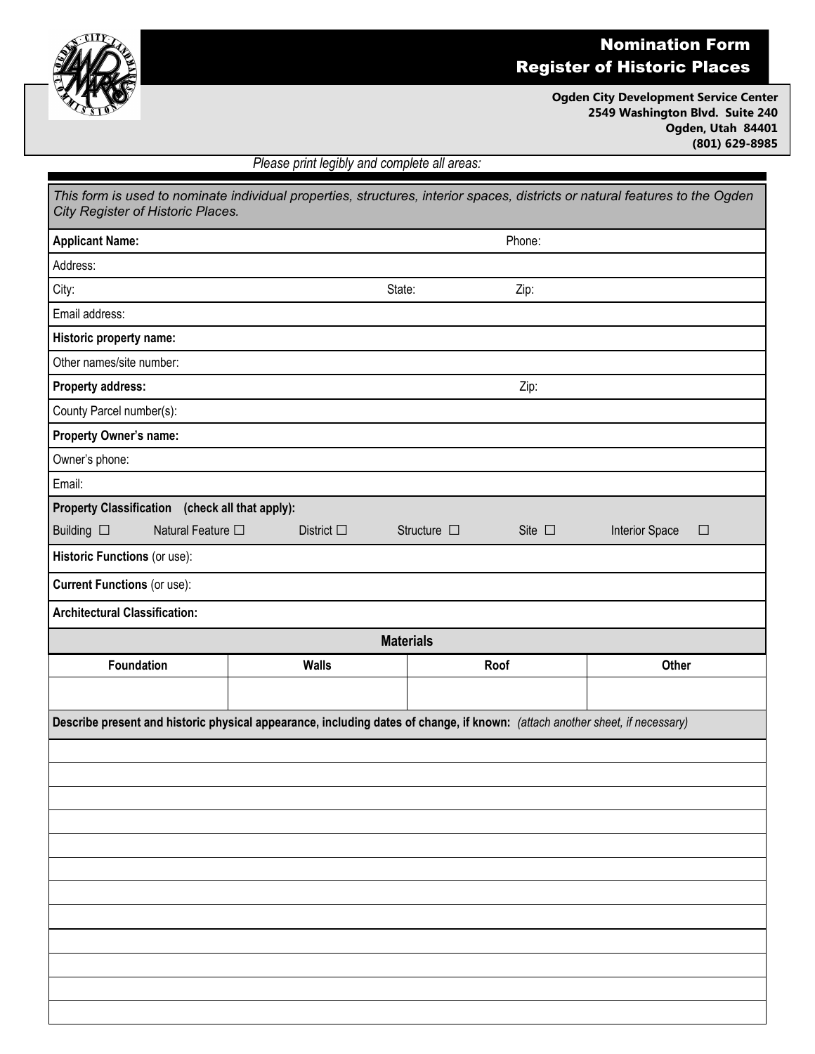# Nomination Form
# Register of Historic Places

**Ogden City Development Service Center**
**2549 Washington Blvd. Suite 240**
**Ogden, Utah 84401**
**(801) 629-8985**

*Please print legibly and complete all areas:*

*This form is used to nominate individual properties, structures, interior spaces, districts or natural features to the Ogden City Register of Historic Places.*

**Applicant Name:** Phone:

Address:

City: State: Zip:

Email address:

**Historic property name:**

Other names/site number:

**Property address:** Zip:

County Parcel number(s):

**Property Owner's name:**

Owner's phone:

Email:

**Property Classification (check all that apply):**

Building ☐ Natural Feature ☐ District ☐ Structure ☐ Site ☐ Interior Space ☐

**Historic Functions** (or use):

**Current Functions** (or use):

**Architectural Classification:**

**Materials**

| Foundation | Walls | Roof | Other |
|---|---|---|---|
| | | | |

**Describe present and historic physical appearance, including dates of change, if known:** *(attach another sheet, if necessary)*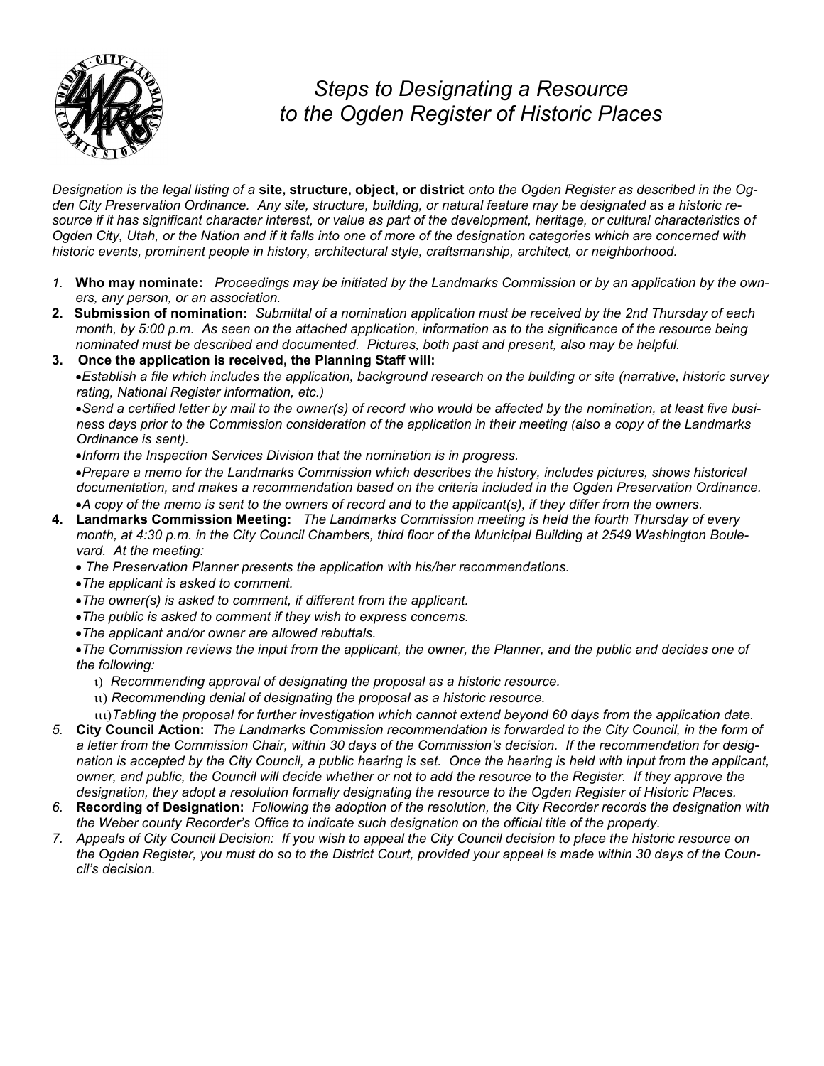# *Steps to Designating a Resource to the Ogden Register of Historic Places*

*Designation is the legal listing of a* **site, structure, object, or district** *onto the Ogden Register as described in the Ogden City Preservation Ordinance. Any site, structure, building, or natural feature may be designated as a historic resource if it has significant character interest, or value as part of the development, heritage, or cultural characteristics of Ogden City, Utah, or the Nation and if it falls into one of more of the designation categories which are concerned with historic events, prominent people in history, architectural style, craftsmanship, architect, or neighborhood.*

1. **Who may nominate:** *Proceedings may be initiated by the Landmarks Commission or by an application by the owners, any person, or an association.*
2. **Submission of nomination:** *Submittal of a nomination application must be received by the 2nd Thursday of each month, by 5:00 p.m. As seen on the attached application, information as to the significance of the resource being nominated must be described and documented. Pictures, both past and present, also may be helpful.*
3. **Once the application is received, the Planning Staff will:**
   - *Establish a file which includes the application, background research on the building or site (narrative, historic survey rating, National Register information, etc.)*
   - *Send a certified letter by mail to the owner(s) of record who would be affected by the nomination, at least five business days prior to the Commission consideration of the application in their meeting (also a copy of the Landmarks Ordinance is sent).*
   - *Inform the Inspection Services Division that the nomination is in progress.*
   - *Prepare a memo for the Landmarks Commission which describes the history, includes pictures, shows historical documentation, and makes a recommendation based on the criteria included in the Ogden Preservation Ordinance.*
   - *A copy of the memo is sent to the owners of record and to the applicant(s), if they differ from the owners.*
4. **Landmarks Commission Meeting:** *The Landmarks Commission meeting is held the fourth Thursday of every month, at 4:30 p.m. in the City Council Chambers, third floor of the Municipal Building at 2549 Washington Boulevard. At the meeting:*
   - *The Preservation Planner presents the application with his/her recommendations.*
   - *The applicant is asked to comment.*
   - *The owner(s) is asked to comment, if different from the applicant.*
   - *The public is asked to comment if they wish to express concerns.*
   - *The applicant and/or owner are allowed rebuttals.*
   - *The Commission reviews the input from the applicant, the owner, the Planner, and the public and decides one of the following:*
     - i) *Recommending approval of designating the proposal as a historic resource.*
     - ii) *Recommending denial of designating the proposal as a historic resource.*
     - iii) *Tabling the proposal for further investigation which cannot extend beyond 60 days from the application date.*
5. **City Council Action:** *The Landmarks Commission recommendation is forwarded to the City Council, in the form of a letter from the Commission Chair, within 30 days of the Commission's decision. If the recommendation for designation is accepted by the City Council, a public hearing is set. Once the hearing is held with input from the applicant, owner, and public, the Council will decide whether or not to add the resource to the Register. If they approve the designation, they adopt a resolution formally designating the resource to the Ogden Register of Historic Places.*
6. **Recording of Designation:** *Following the adoption of the resolution, the City Recorder records the designation with the Weber county Recorder's Office to indicate such designation on the official title of the property.*
7. *Appeals of City Council Decision: If you wish to appeal the City Council decision to place the historic resource on the Ogden Register, you must do so to the District Court, provided your appeal is made within 30 days of the Council's decision.*